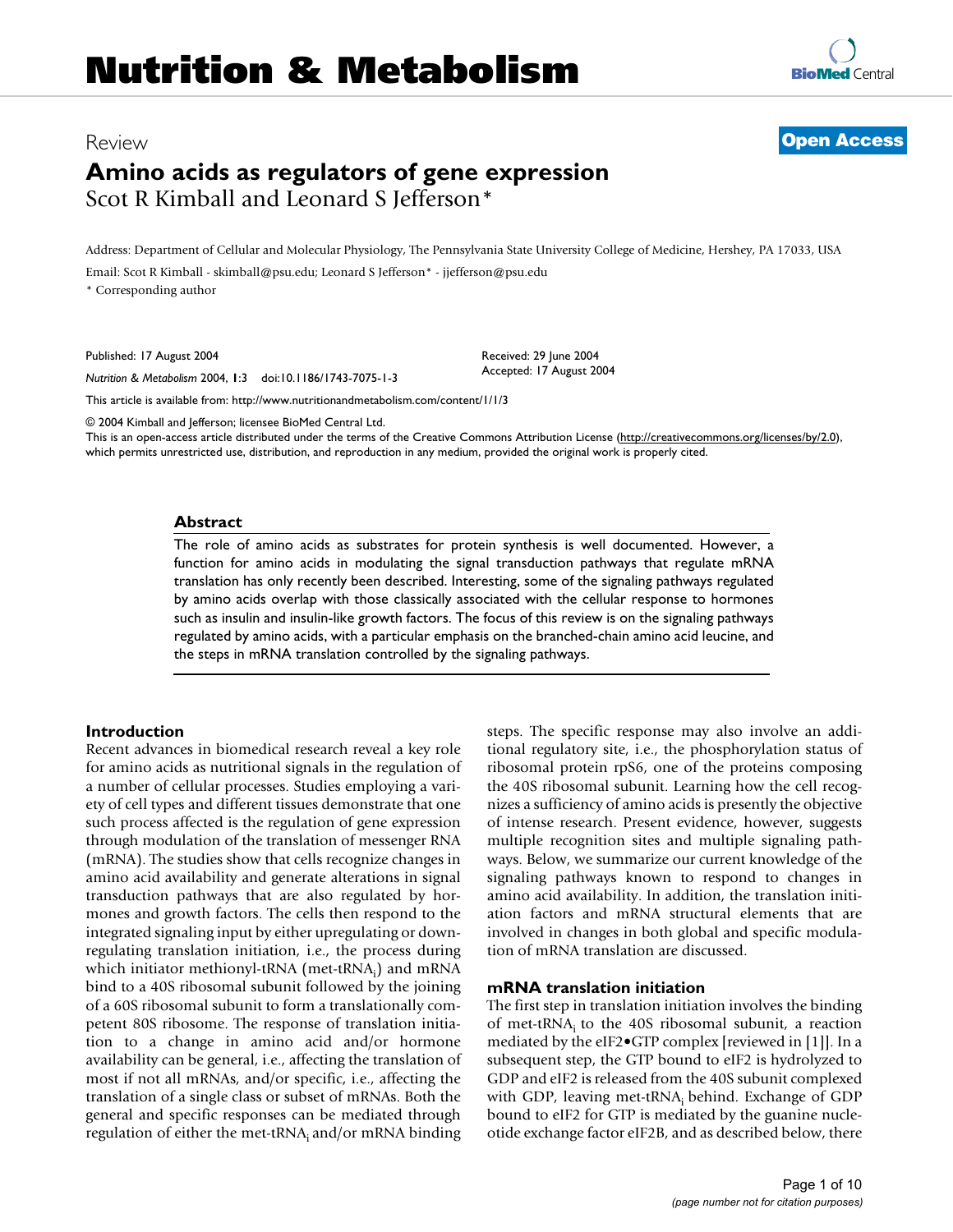Review

**Open Access**

# Amino acids as regulators of gene expression

Scot R Kimball and Leonard S Jefferson*

Address: Department of Cellular and Molecular Physiology, The Pennsylvania State University College of Medicine, Hershey, PA 17033, USA

Email: Scot R Kimball - skimball@psu.edu; Leonard S Jefferson* - jjefferson@psu.edu

* Corresponding author

Published: 17 August 2004

*Nutrition & Metabolism* 2004, **1**:3 doi:10.1186/1743-7075-1-3

Received: 29 June 2004
Accepted: 17 August 2004

This article is available from: http://www.nutritionandmetabolism.com/content/1/1/3

© 2004 Kimball and Jefferson; licensee BioMed Central Ltd.
This is an open-access article distributed under the terms of the Creative Commons Attribution License (http://creativecommons.org/licenses/by/2.0), which permits unrestricted use, distribution, and reproduction in any medium, provided the original work is properly cited.

## Abstract

The role of amino acids as substrates for protein synthesis is well documented. However, a function for amino acids in modulating the signal transduction pathways that regulate mRNA translation has only recently been described. Interesting, some of the signaling pathways regulated by amino acids overlap with those classically associated with the cellular response to hormones such as insulin and insulin-like growth factors. The focus of this review is on the signaling pathways regulated by amino acids, with a particular emphasis on the branched-chain amino acid leucine, and the steps in mRNA translation controlled by the signaling pathways.

## Introduction

Recent advances in biomedical research reveal a key role for amino acids as nutritional signals in the regulation of a number of cellular processes. Studies employing a variety of cell types and different tissues demonstrate that one such process affected is the regulation of gene expression through modulation of the translation of messenger RNA (mRNA). The studies show that cells recognize changes in amino acid availability and generate alterations in signal transduction pathways that are also regulated by hormones and growth factors. The cells then respond to the integrated signaling input by either upregulating or downregulating translation initiation, i.e., the process during which initiator methionyl-tRNA (met-$tRNA_i$) and mRNA bind to a 40S ribosomal subunit followed by the joining of a 60S ribosomal subunit to form a translationally competent 80S ribosome. The response of translation initiation to a change in amino acid and/or hormone availability can be general, i.e., affecting the translation of most if not all mRNAs, and/or specific, i.e., affecting the translation of a single class or subset of mRNAs. Both the general and specific responses can be mediated through regulation of either the met-$tRNA_i$ and/or mRNA binding steps. The specific response may also involve an additional regulatory site, i.e., the phosphorylation status of ribosomal protein rpS6, one of the proteins composing the 40S ribosomal subunit. Learning how the cell recognizes a sufficiency of amino acids is presently the objective of intense research. Present evidence, however, suggests multiple recognition sites and multiple signaling pathways. Below, we summarize our current knowledge of the signaling pathways known to respond to changes in amino acid availability. In addition, the translation initiation factors and mRNA structural elements that are involved in changes in both global and specific modulation of mRNA translation are discussed.

## mRNA translation initiation

The first step in translation initiation involves the binding of met-$tRNA_i$ to the 40S ribosomal subunit, a reaction mediated by the eIF2•GTP complex [reviewed in [1]]. In a subsequent step, the GTP bound to eIF2 is hydrolyzed to GDP and eIF2 is released from the 40S subunit complexed with GDP, leaving met-$tRNA_i$ behind. Exchange of GDP bound to eIF2 for GTP is mediated by the guanine nucleotide exchange factor eIF2B, and as described below, there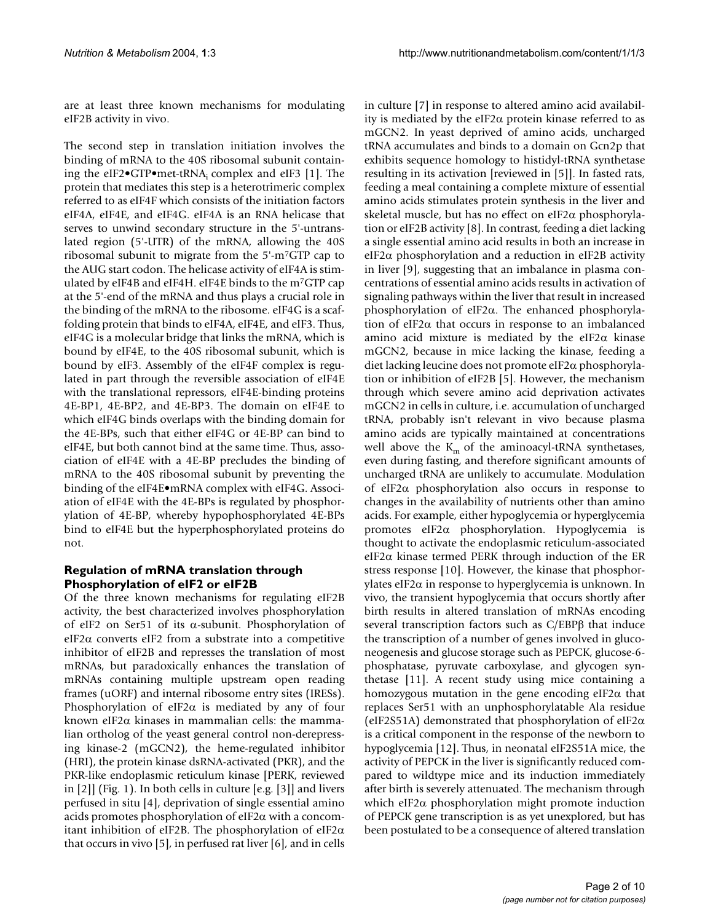are at least three known mechanisms for modulating eIF2B activity in vivo.

The second step in translation initiation involves the binding of mRNA to the 40S ribosomal subunit containing the eIF2•GTP•met-$tRNA_i$ complex and eIF3 [1]. The protein that mediates this step is a heterotrimeric complex referred to as eIF4F which consists of the initiation factors eIF4A, eIF4E, and eIF4G. eIF4A is an RNA helicase that serves to unwind secondary structure in the 5'-untranslated region (5'-UTR) of the mRNA, allowing the 40S ribosomal subunit to migrate from the 5'-$m^7$GTP cap to the AUG start codon. The helicase activity of eIF4A is stimulated by eIF4B and eIF4H. eIF4E binds to the $m^7$GTP cap at the 5'-end of the mRNA and thus plays a crucial role in the binding of the mRNA to the ribosome. eIF4G is a scaffolding protein that binds to eIF4A, eIF4E, and eIF3. Thus, eIF4G is a molecular bridge that links the mRNA, which is bound by eIF4E, to the 40S ribosomal subunit, which is bound by eIF3. Assembly of the eIF4F complex is regulated in part through the reversible association of eIF4E with the translational repressors, eIF4E-binding proteins 4E-BP1, 4E-BP2, and 4E-BP3. The domain on eIF4E to which eIF4G binds overlaps with the binding domain for the 4E-BPs, such that either eIF4G or 4E-BP can bind to eIF4E, but both cannot bind at the same time. Thus, association of eIF4E with a 4E-BP precludes the binding of mRNA to the 40S ribosomal subunit by preventing the binding of the eIF4E•mRNA complex with eIF4G. Association of eIF4E with the 4E-BPs is regulated by phosphorylation of 4E-BP, whereby hypophosphorylated 4E-BPs bind to eIF4E but the hyperphosphorylated proteins do not.

## Regulation of mRNA translation through Phosphorylation of eIF2 or eIF2B

Of the three known mechanisms for regulating eIF2B activity, the best characterized involves phosphorylation of eIF2 on Ser51 of its α-subunit. Phosphorylation of eIF2α converts eIF2 from a substrate into a competitive inhibitor of eIF2B and represses the translation of most mRNAs, but paradoxically enhances the translation of mRNAs containing multiple upstream open reading frames (uORF) and internal ribosome entry sites (IRESs). Phosphorylation of eIF2α is mediated by any of four known eIF2α kinases in mammalian cells: the mammalian ortholog of the yeast general control non-derepressing kinase-2 (mGCN2), the heme-regulated inhibitor (HRI), the protein kinase dsRNA-activated (PKR), and the PKR-like endoplasmic reticulum kinase [PERK, reviewed in [2]] (Fig. 1). In both cells in culture [e.g. [3]] and livers perfused in situ [4], deprivation of single essential amino acids promotes phosphorylation of eIF2α with a concomitant inhibition of eIF2B. The phosphorylation of eIF2α that occurs in vivo [5], in perfused rat liver [6], and in cells in culture [7] in response to altered amino acid availability is mediated by the eIF2α protein kinase referred to as mGCN2. In yeast deprived of amino acids, uncharged tRNA accumulates and binds to a domain on Gcn2p that exhibits sequence homology to histidyl-tRNA synthetase resulting in its activation [reviewed in [5]]. In fasted rats, feeding a meal containing a complete mixture of essential amino acids stimulates protein synthesis in the liver and skeletal muscle, but has no effect on eIF2α phosphorylation or eIF2B activity [8]. In contrast, feeding a diet lacking a single essential amino acid results in both an increase in eIF2α phosphorylation and a reduction in eIF2B activity in liver [9], suggesting that an imbalance in plasma concentrations of essential amino acids results in activation of signaling pathways within the liver that result in increased phosphorylation of eIF2α. The enhanced phosphorylation of eIF2α that occurs in response to an imbalanced amino acid mixture is mediated by the eIF2α kinase mGCN2, because in mice lacking the kinase, feeding a diet lacking leucine does not promote eIF2α phosphorylation or inhibition of eIF2B [5]. However, the mechanism through which severe amino acid deprivation activates mGCN2 in cells in culture, i.e. accumulation of uncharged tRNA, probably isn't relevant in vivo because plasma amino acids are typically maintained at concentrations well above the $K_m$ of the aminoacyl-tRNA synthetases, even during fasting, and therefore significant amounts of uncharged tRNA are unlikely to accumulate. Modulation of eIF2α phosphorylation also occurs in response to changes in the availability of nutrients other than amino acids. For example, either hypoglycemia or hyperglycemia promotes eIF2α phosphorylation. Hypoglycemia is thought to activate the endoplasmic reticulum-associated eIF2α kinase termed PERK through induction of the ER stress response [10]. However, the kinase that phosphorylates eIF2α in response to hyperglycemia is unknown. In vivo, the transient hypoglycemia that occurs shortly after birth results in altered translation of mRNAs encoding several transcription factors such as C/EBPβ that induce the transcription of a number of genes involved in gluconeogenesis and glucose storage such as PEPCK, glucose-6-phosphatase, pyruvate carboxylase, and glycogen synthetase [11]. A recent study using mice containing a homozygous mutation in the gene encoding eIF2α that replaces Ser51 with an unphosphorylatable Ala residue (eIF2S51A) demonstrated that phosphorylation of eIF2α is a critical component in the response of the newborn to hypoglycemia [12]. Thus, in neonatal eIF2S51A mice, the activity of PEPCK in the liver is significantly reduced compared to wildtype mice and its induction immediately after birth is severely attenuated. The mechanism through which eIF2α phosphorylation might promote induction of PEPCK gene transcription is as yet unexplored, but has been postulated to be a consequence of altered translation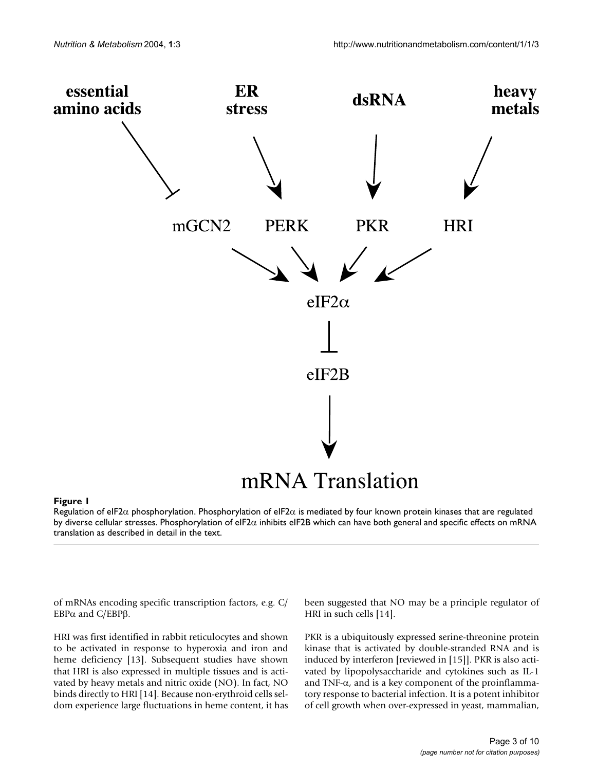**Figure 1**

Regulation of eIF2α phosphorylation. Phosphorylation of eIF2α is mediated by four known protein kinases that are regulated by diverse cellular stresses. Phosphorylation of eIF2α inhibits eIF2B which can have both general and specific effects on mRNA translation as described in detail in the text.

of mRNAs encoding specific transcription factors, e.g. C/EBPα and C/EBPβ.

HRI was first identified in rabbit reticulocytes and shown to be activated in response to hyperoxia and iron and heme deficiency [13]. Subsequent studies have shown that HRI is also expressed in multiple tissues and is activated by heavy metals and nitric oxide (NO). In fact, NO binds directly to HRI [14]. Because non-erythroid cells seldom experience large fluctuations in heme content, it has been suggested that NO may be a principle regulator of HRI in such cells [14].

PKR is a ubiquitously expressed serine-threonine protein kinase that is activated by double-stranded RNA and is induced by interferon [reviewed in [15]]. PKR is also activated by lipopolysaccharide and cytokines such as IL-1 and TNF-α, and is a key component of the proinflammatory response to bacterial infection. It is a potent inhibitor of cell growth when over-expressed in yeast, mammalian,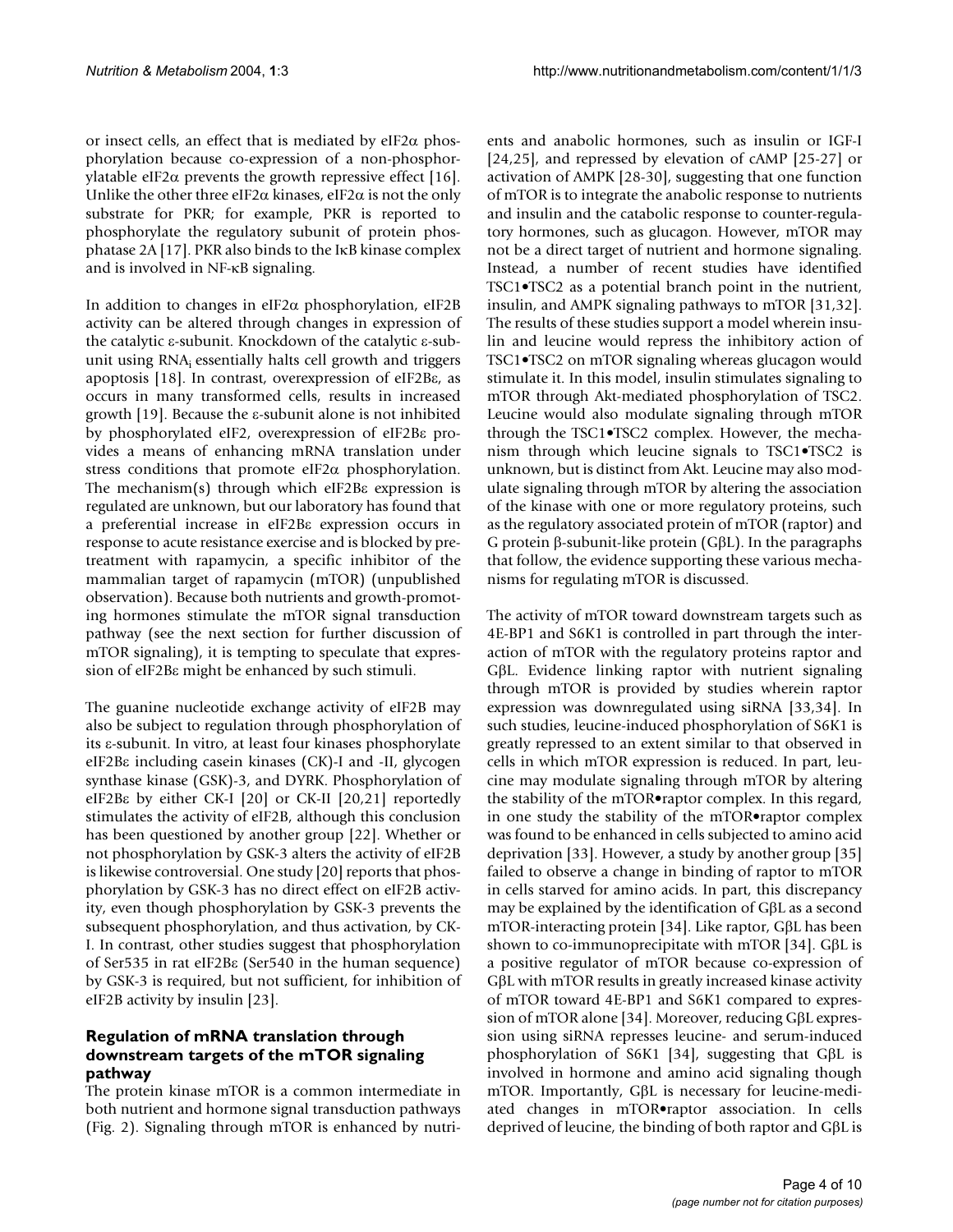or insect cells, an effect that is mediated by eIF2α phosphorylation because co-expression of a non-phosphorylatable eIF2α prevents the growth repressive effect [16]. Unlike the other three eIF2α kinases, eIF2α is not the only substrate for PKR; for example, PKR is reported to phosphorylate the regulatory subunit of protein phosphatase 2A [17]. PKR also binds to the IκB kinase complex and is involved in NF-κB signaling.

In addition to changes in eIF2α phosphorylation, eIF2B activity can be altered through changes in expression of the catalytic ε-subunit. Knockdown of the catalytic ε-subunit using $RNA_i$ essentially halts cell growth and triggers apoptosis [18]. In contrast, overexpression of eIF2Bε, as occurs in many transformed cells, results in increased growth [19]. Because the ε-subunit alone is not inhibited by phosphorylated eIF2, overexpression of eIF2Bε provides a means of enhancing mRNA translation under stress conditions that promote eIF2α phosphorylation. The mechanism(s) through which eIF2Bε expression is regulated are unknown, but our laboratory has found that a preferential increase in eIF2Bε expression occurs in response to acute resistance exercise and is blocked by pretreatment with rapamycin, a specific inhibitor of the mammalian target of rapamycin (mTOR) (unpublished observation). Because both nutrients and growth-promoting hormones stimulate the mTOR signal transduction pathway (see the next section for further discussion of mTOR signaling), it is tempting to speculate that expression of eIF2Bε might be enhanced by such stimuli.

The guanine nucleotide exchange activity of eIF2B may also be subject to regulation through phosphorylation of its ε-subunit. In vitro, at least four kinases phosphorylate eIF2Bε including casein kinases (CK)-I and -II, glycogen synthase kinase (GSK)-3, and DYRK. Phosphorylation of eIF2Bε by either CK-I [20] or CK-II [20,21] reportedly stimulates the activity of eIF2B, although this conclusion has been questioned by another group [22]. Whether or not phosphorylation by GSK-3 alters the activity of eIF2B is likewise controversial. One study [20] reports that phosphorylation by GSK-3 has no direct effect on eIF2B activity, even though phosphorylation by GSK-3 prevents the subsequent phosphorylation, and thus activation, by CK-I. In contrast, other studies suggest that phosphorylation of Ser535 in rat eIF2Bε (Ser540 in the human sequence) by GSK-3 is required, but not sufficient, for inhibition of eIF2B activity by insulin [23].

### Regulation of mRNA translation through downstream targets of the mTOR signaling pathway

The protein kinase mTOR is a common intermediate in both nutrient and hormone signal transduction pathways (Fig. 2). Signaling through mTOR is enhanced by nutrients and anabolic hormones, such as insulin or IGF-I [24,25], and repressed by elevation of cAMP [25-27] or activation of AMPK [28-30], suggesting that one function of mTOR is to integrate the anabolic response to nutrients and insulin and the catabolic response to counter-regulatory hormones, such as glucagon. However, mTOR may not be a direct target of nutrient and hormone signaling. Instead, a number of recent studies have identified TSC1•TSC2 as a potential branch point in the nutrient, insulin, and AMPK signaling pathways to mTOR [31,32]. The results of these studies support a model wherein insulin and leucine would repress the inhibitory action of TSC1•TSC2 on mTOR signaling whereas glucagon would stimulate it. In this model, insulin stimulates signaling to mTOR through Akt-mediated phosphorylation of TSC2. Leucine would also modulate signaling through mTOR through the TSC1•TSC2 complex. However, the mechanism through which leucine signals to TSC1•TSC2 is unknown, but is distinct from Akt. Leucine may also modulate signaling through mTOR by altering the association of the kinase with one or more regulatory proteins, such as the regulatory associated protein of mTOR (raptor) and G protein β-subunit-like protein (GβL). In the paragraphs that follow, the evidence supporting these various mechanisms for regulating mTOR is discussed.

The activity of mTOR toward downstream targets such as 4E-BP1 and S6K1 is controlled in part through the interaction of mTOR with the regulatory proteins raptor and GβL. Evidence linking raptor with nutrient signaling through mTOR is provided by studies wherein raptor expression was downregulated using siRNA [33,34]. In such studies, leucine-induced phosphorylation of S6K1 is greatly repressed to an extent similar to that observed in cells in which mTOR expression is reduced. In part, leucine may modulate signaling through mTOR by altering the stability of the mTOR•raptor complex. In this regard, in one study the stability of the mTOR•raptor complex was found to be enhanced in cells subjected to amino acid deprivation [33]. However, a study by another group [35] failed to observe a change in binding of raptor to mTOR in cells starved for amino acids. In part, this discrepancy may be explained by the identification of GβL as a second mTOR-interacting protein [34]. Like raptor, GβL has been shown to co-immunoprecipitate with mTOR [34]. GβL is a positive regulator of mTOR because co-expression of GβL with mTOR results in greatly increased kinase activity of mTOR toward 4E-BP1 and S6K1 compared to expression of mTOR alone [34]. Moreover, reducing GβL expression using siRNA represses leucine- and serum-induced phosphorylation of S6K1 [34], suggesting that GβL is involved in hormone and amino acid signaling though mTOR. Importantly, GβL is necessary for leucine-mediated changes in mTOR•raptor association. In cells deprived of leucine, the binding of both raptor and GβL is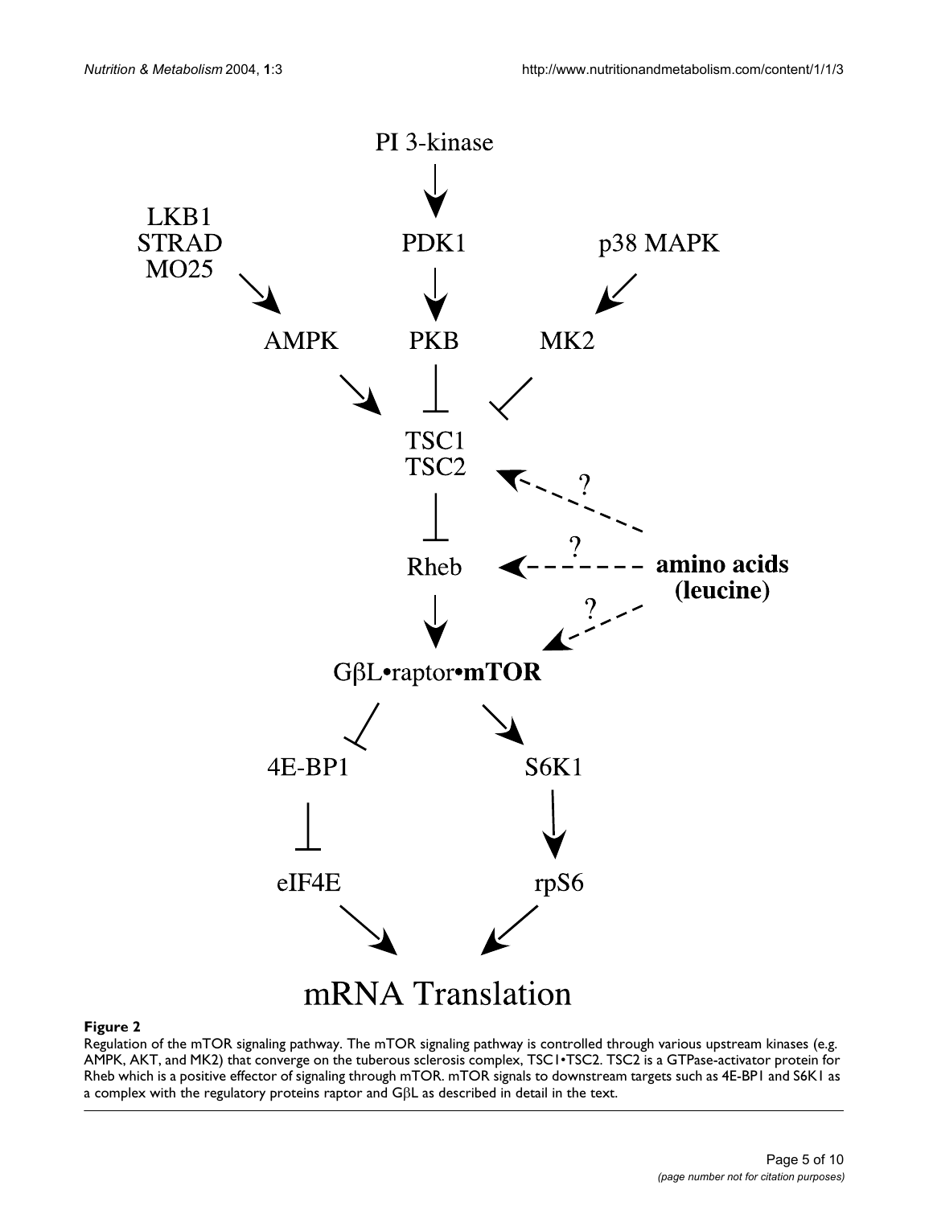**Figure 2**

Regulation of the mTOR signaling pathway. The mTOR signaling pathway is controlled through various upstream kinases (e.g. AMPK, AKT, and MK2) that converge on the tuberous sclerosis complex, TSC1•TSC2. TSC2 is a GTPase-activator protein for Rheb which is a positive effector of signaling through mTOR. mTOR signals to downstream targets such as 4E-BP1 and S6K1 as a complex with the regulatory proteins raptor and GβL as described in detail in the text.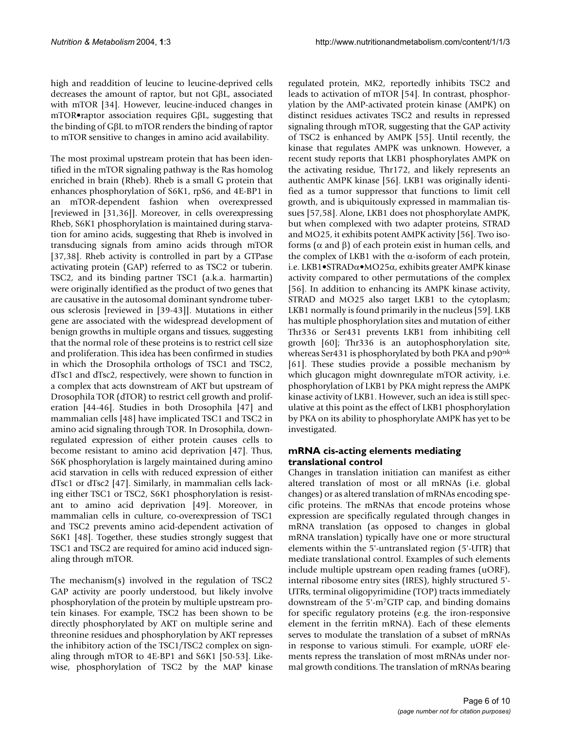high and readdition of leucine to leucine-deprived cells decreases the amount of raptor, but not GβL, associated with mTOR [34]. However, leucine-induced changes in mTOR•raptor association requires GβL, suggesting that the binding of GβL to mTOR renders the binding of raptor to mTOR sensitive to changes in amino acid availability.

The most proximal upstream protein that has been identified in the mTOR signaling pathway is the Ras homolog enriched in brain (Rheb). Rheb is a small G protein that enhances phosphorylation of S6K1, rpS6, and 4E-BP1 in an mTOR-dependent fashion when overexpressed [reviewed in [31,36]]. Moreover, in cells overexpressing Rheb, S6K1 phosphorylation is maintained during starvation for amino acids, suggesting that Rheb is involved in transducing signals from amino acids through mTOR [37,38]. Rheb activity is controlled in part by a GTPase activating protein (GAP) referred to as TSC2 or tuberin. TSC2, and its binding partner TSC1 (a.k.a. harmartin) were originally identified as the product of two genes that are causative in the autosomal dominant syndrome tuberous sclerosis [reviewed in [39-43]]. Mutations in either gene are associated with the widespread development of benign growths in multiple organs and tissues, suggesting that the normal role of these proteins is to restrict cell size and proliferation. This idea has been confirmed in studies in which the Drosophila orthologs of TSC1 and TSC2, dTsc1 and dTsc2, respectively, were shown to function in a complex that acts downstream of AKT but upstream of Drosophila TOR (dTOR) to restrict cell growth and proliferation [44-46]. Studies in both Drosophila [47] and mammalian cells [48] have implicated TSC1 and TSC2 in amino acid signaling through TOR. In Drosophila, downregulated expression of either protein causes cells to become resistant to amino acid deprivation [47]. Thus, S6K phosphorylation is largely maintained during amino acid starvation in cells with reduced expression of either dTsc1 or dTsc2 [47]. Similarly, in mammalian cells lacking either TSC1 or TSC2, S6K1 phosphorylation is resistant to amino acid deprivation [49]. Moreover, in mammalian cells in culture, co-overexpression of TSC1 and TSC2 prevents amino acid-dependent activation of S6K1 [48]. Together, these studies strongly suggest that TSC1 and TSC2 are required for amino acid induced signaling through mTOR.

The mechanism(s) involved in the regulation of TSC2 GAP activity are poorly understood, but likely involve phosphorylation of the protein by multiple upstream protein kinases. For example, TSC2 has been shown to be directly phosphorylated by AKT on multiple serine and threonine residues and phosphorylation by AKT represses the inhibitory action of the TSC1/TSC2 complex on signaling through mTOR to 4E-BP1 and S6K1 [50-53]. Likewise, phosphorylation of TSC2 by the MAP kinase regulated protein, MK2, reportedly inhibits TSC2 and leads to activation of mTOR [54]. In contrast, phosphorylation by the AMP-activated protein kinase (AMPK) on distinct residues activates TSC2 and results in repressed signaling through mTOR, suggesting that the GAP activity of TSC2 is enhanced by AMPK [55]. Until recently, the kinase that regulates AMPK was unknown. However, a recent study reports that LKB1 phosphorylates AMPK on the activating residue, Thr172, and likely represents an authentic AMPK kinase [56]. LKB1 was originally identified as a tumor suppressor that functions to limit cell growth, and is ubiquitously expressed in mammalian tissues [57,58]. Alone, LKB1 does not phosphorylate AMPK, but when complexed with two adapter proteins, STRAD and MO25, it exhibits potent AMPK activity [56]. Two isoforms (α and β) of each protein exist in human cells, and the complex of LKB1 with the α-isoform of each protein, i.e. LKB1•STRADα•MO25α, exhibits greater AMPK kinase activity compared to other permutations of the complex [56]. In addition to enhancing its AMPK kinase activity, STRAD and MO25 also target LKB1 to the cytoplasm; LKB1 normally is found primarily in the nucleus [59]. LKB has multiple phosphorylation sites and mutation of either Thr336 or Ser431 prevents LKB1 from inhibiting cell growth [60]; Thr336 is an autophosphorylation site, whereas Ser431 is phosphorylated by both PKA and p90$^{rsk}$ [61]. These studies provide a possible mechanism by which glucagon might downregulate mTOR activity, i.e. phosphorylation of LKB1 by PKA might repress the AMPK kinase activity of LKB1. However, such an idea is still speculative at this point as the effect of LKB1 phosphorylation by PKA on its ability to phosphorylate AMPK has yet to be investigated.

## mRNA cis-acting elements mediating translational control

Changes in translation initiation can manifest as either altered translation of most or all mRNAs (i.e. global changes) or as altered translation of mRNAs encoding specific proteins. The mRNAs that encode proteins whose expression are specifically regulated through changes in mRNA translation (as opposed to changes in global mRNA translation) typically have one or more structural elements within the 5'-untranslated region (5'-UTR) that mediate translational control. Examples of such elements include multiple upstream open reading frames (uORF), internal ribosome entry sites (IRES), highly structured 5'-UTRs, terminal oligopyrimidine (TOP) tracts immediately downstream of the 5'-m$^7$GTP cap, and binding domains for specific regulatory proteins (e.g. the iron-responsive element in the ferritin mRNA). Each of these elements serves to modulate the translation of a subset of mRNAs in response to various stimuli. For example, uORF elements repress the translation of most mRNAs under normal growth conditions. The translation of mRNAs bearing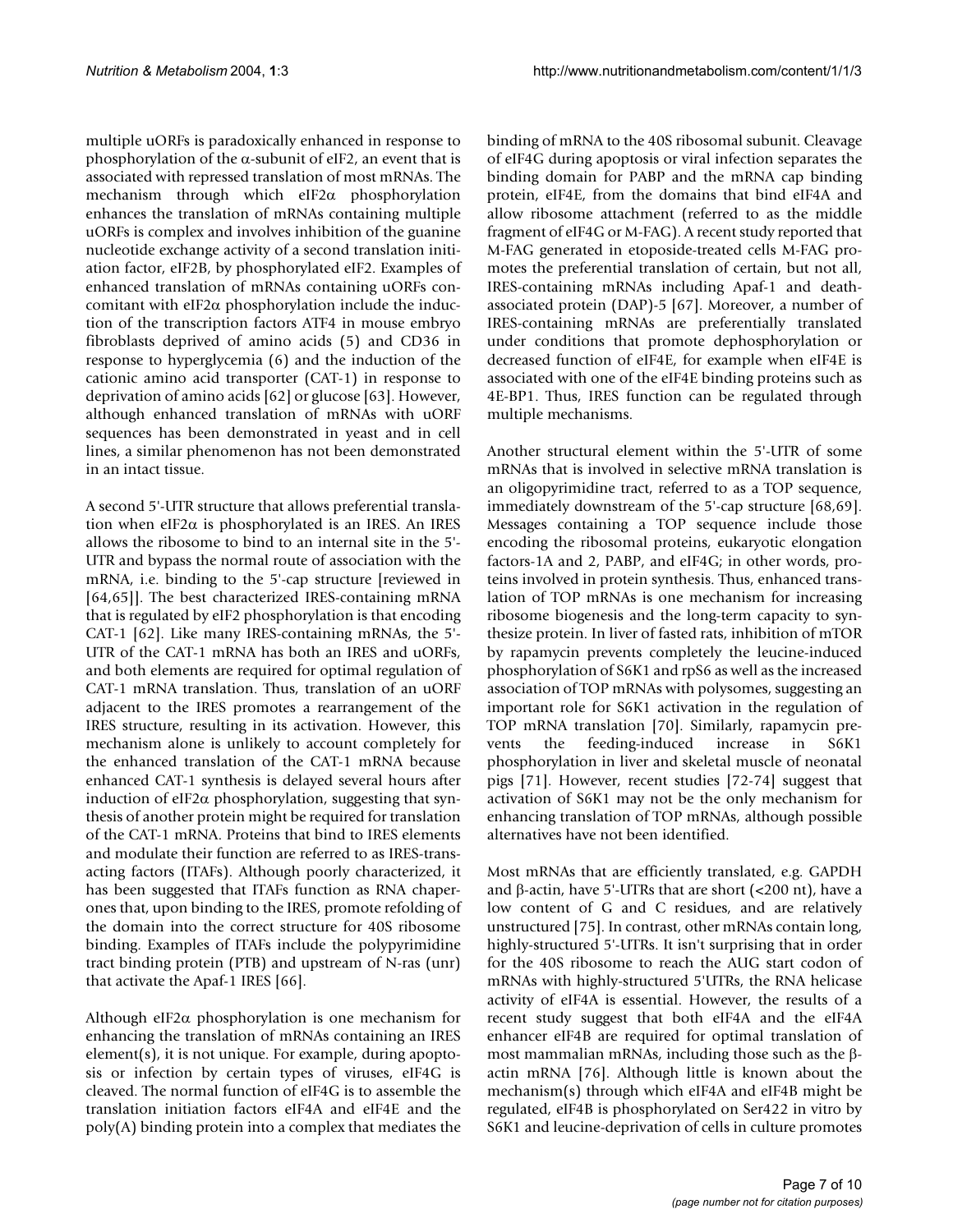multiple uORFs is paradoxically enhanced in response to phosphorylation of the α-subunit of eIF2, an event that is associated with repressed translation of most mRNAs. The mechanism through which eIF2α phosphorylation enhances the translation of mRNAs containing multiple uORFs is complex and involves inhibition of the guanine nucleotide exchange activity of a second translation initiation factor, eIF2B, by phosphorylated eIF2. Examples of enhanced translation of mRNAs containing uORFs concomitant with eIF2α phosphorylation include the induction of the transcription factors ATF4 in mouse embryo fibroblasts deprived of amino acids (5) and CD36 in response to hyperglycemia (6) and the induction of the cationic amino acid transporter (CAT-1) in response to deprivation of amino acids [62] or glucose [63]. However, although enhanced translation of mRNAs with uORF sequences has been demonstrated in yeast and in cell lines, a similar phenomenon has not been demonstrated in an intact tissue.

A second 5'-UTR structure that allows preferential translation when eIF2α is phosphorylated is an IRES. An IRES allows the ribosome to bind to an internal site in the 5'-UTR and bypass the normal route of association with the mRNA, i.e. binding to the 5'-cap structure [reviewed in [64,65]]. The best characterized IRES-containing mRNA that is regulated by eIF2 phosphorylation is that encoding CAT-1 [62]. Like many IRES-containing mRNAs, the 5'-UTR of the CAT-1 mRNA has both an IRES and uORFs, and both elements are required for optimal regulation of CAT-1 mRNA translation. Thus, translation of an uORF adjacent to the IRES promotes a rearrangement of the IRES structure, resulting in its activation. However, this mechanism alone is unlikely to account completely for the enhanced translation of the CAT-1 mRNA because enhanced CAT-1 synthesis is delayed several hours after induction of eIF2α phosphorylation, suggesting that synthesis of another protein might be required for translation of the CAT-1 mRNA. Proteins that bind to IRES elements and modulate their function are referred to as IRES-transacting factors (ITAFs). Although poorly characterized, it has been suggested that ITAFs function as RNA chaperones that, upon binding to the IRES, promote refolding of the domain into the correct structure for 40S ribosome binding. Examples of ITAFs include the polypyrimidine tract binding protein (PTB) and upstream of N-ras (unr) that activate the Apaf-1 IRES [66].

Although eIF2α phosphorylation is one mechanism for enhancing the translation of mRNAs containing an IRES element(s), it is not unique. For example, during apoptosis or infection by certain types of viruses, eIF4G is cleaved. The normal function of eIF4G is to assemble the translation initiation factors eIF4A and eIF4E and the poly(A) binding protein into a complex that mediates the binding of mRNA to the 40S ribosomal subunit. Cleavage of eIF4G during apoptosis or viral infection separates the binding domain for PABP and the mRNA cap binding protein, eIF4E, from the domains that bind eIF4A and allow ribosome attachment (referred to as the middle fragment of eIF4G or M-FAG). A recent study reported that M-FAG generated in etoposide-treated cells M-FAG promotes the preferential translation of certain, but not all, IRES-containing mRNAs including Apaf-1 and death-associated protein (DAP)-5 [67]. Moreover, a number of IRES-containing mRNAs are preferentially translated under conditions that promote dephosphorylation or decreased function of eIF4E, for example when eIF4E is associated with one of the eIF4E binding proteins such as 4E-BP1. Thus, IRES function can be regulated through multiple mechanisms.

Another structural element within the 5'-UTR of some mRNAs that is involved in selective mRNA translation is an oligopyrimidine tract, referred to as a TOP sequence, immediately downstream of the 5'-cap structure [68,69]. Messages containing a TOP sequence include those encoding the ribosomal proteins, eukaryotic elongation factors-1A and 2, PABP, and eIF4G; in other words, proteins involved in protein synthesis. Thus, enhanced translation of TOP mRNAs is one mechanism for increasing ribosome biogenesis and the long-term capacity to synthesize protein. In liver of fasted rats, inhibition of mTOR by rapamycin prevents completely the leucine-induced phosphorylation of S6K1 and rpS6 as well as the increased association of TOP mRNAs with polysomes, suggesting an important role for S6K1 activation in the regulation of TOP mRNA translation [70]. Similarly, rapamycin prevents the feeding-induced increase in S6K1 phosphorylation in liver and skeletal muscle of neonatal pigs [71]. However, recent studies [72-74] suggest that activation of S6K1 may not be the only mechanism for enhancing translation of TOP mRNAs, although possible alternatives have not been identified.

Most mRNAs that are efficiently translated, e.g. GAPDH and β-actin, have 5'-UTRs that are short (<200 nt), have a low content of G and C residues, and are relatively unstructured [75]. In contrast, other mRNAs contain long, highly-structured 5'-UTRs. It isn't surprising that in order for the 40S ribosome to reach the AUG start codon of mRNAs with highly-structured 5'UTRs, the RNA helicase activity of eIF4A is essential. However, the results of a recent study suggest that both eIF4A and the eIF4A enhancer eIF4B are required for optimal translation of most mammalian mRNAs, including those such as the β-actin mRNA [76]. Although little is known about the mechanism(s) through which eIF4A and eIF4B might be regulated, eIF4B is phosphorylated on Ser422 in vitro by S6K1 and leucine-deprivation of cells in culture promotes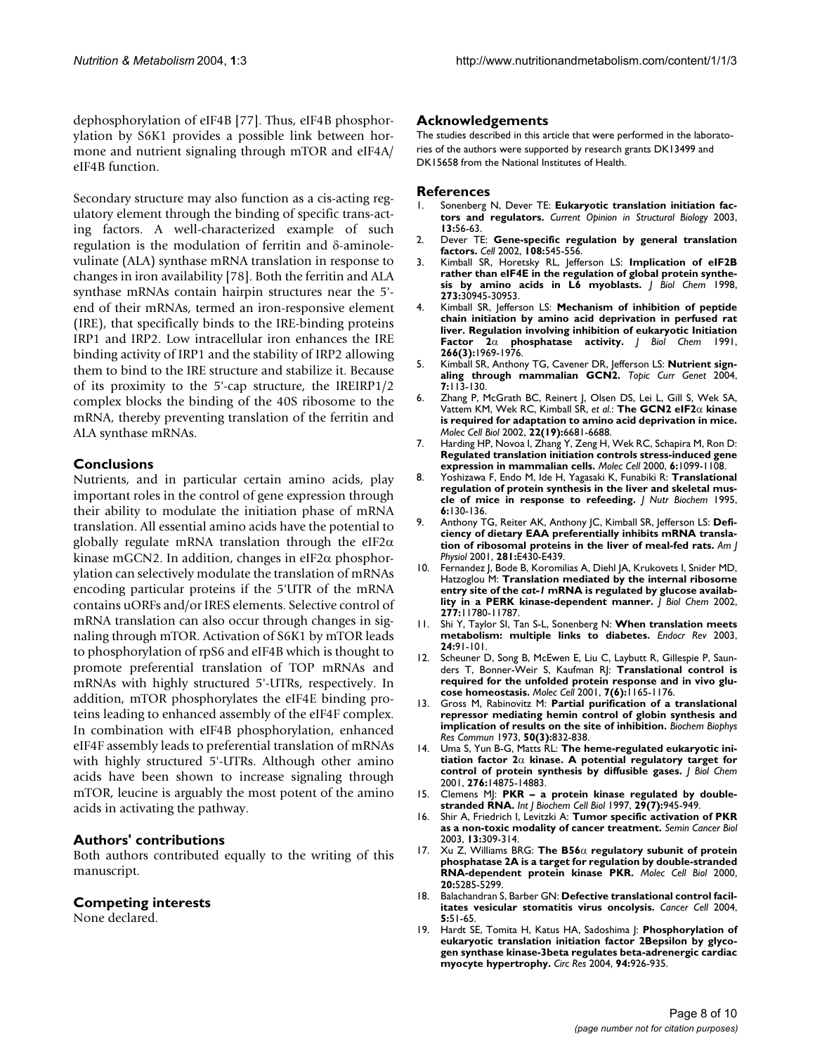dephosphorylation of eIF4B [77]. Thus, eIF4B phosphorylation by S6K1 provides a possible link between hormone and nutrient signaling through mTOR and eIF4A/eIF4B function.

Secondary structure may also function as a cis-acting regulatory element through the binding of specific trans-acting factors. A well-characterized example of such regulation is the modulation of ferritin and δ-aminolevulinate (ALA) synthase mRNA translation in response to changes in iron availability [78]. Both the ferritin and ALA synthase mRNAs contain hairpin structures near the 5'-end of their mRNAs, termed an iron-responsive element (IRE), that specifically binds to the IRE-binding proteins IRP1 and IRP2. Low intracellular iron enhances the IRE binding activity of IRP1 and the stability of IRP2 allowing them to bind to the IRE structure and stabilize it. Because of its proximity to the 5'-cap structure, the IREIRP1/2 complex blocks the binding of the 40S ribosome to the mRNA, thereby preventing translation of the ferritin and ALA synthase mRNAs.

## Conclusions

Nutrients, and in particular certain amino acids, play important roles in the control of gene expression through their ability to modulate the initiation phase of mRNA translation. All essential amino acids have the potential to globally regulate mRNA translation through the eIF2α kinase mGCN2. In addition, changes in eIF2α phosphorylation can selectively modulate the translation of mRNAs encoding particular proteins if the 5'UTR of the mRNA contains uORFs and/or IRES elements. Selective control of mRNA translation can also occur through changes in signaling through mTOR. Activation of S6K1 by mTOR leads to phosphorylation of rpS6 and eIF4B which is thought to promote preferential translation of TOP mRNAs and mRNAs with highly structured 5'-UTRs, respectively. In addition, mTOR phosphorylates the eIF4E binding proteins leading to enhanced assembly of the eIF4F complex. In combination with eIF4B phosphorylation, enhanced eIF4F assembly leads to preferential translation of mRNAs with highly structured 5'-UTRs. Although other amino acids have been shown to increase signaling through mTOR, leucine is arguably the most potent of the amino acids in activating the pathway.

## Authors' contributions

Both authors contributed equally to the writing of this manuscript.

## Competing interests

None declared.

## Acknowledgements

The studies described in this article that were performed in the laboratories of the authors were supported by research grants DK13499 and DK15658 from the National Institutes of Health.

## References

1. Sonenberg N, Dever TE: **Eukaryotic translation initiation factors and regulators.** *Current Opinion in Structural Biology* 2003, **13:**56-63.
2. Dever TE: **Gene-specific regulation by general translation factors.** *Cell* 2002, **108:**545-556.
3. Kimball SR, Horetsky RL, Jefferson LS: **Implication of eIF2B rather than eIF4E in the regulation of global protein synthesis by amino acids in L6 myoblasts.** *J Biol Chem* 1998, **273:**30945-30953.
4. Kimball SR, Jefferson LS: **Mechanism of inhibition of peptide chain initiation by amino acid deprivation in perfused rat liver. Regulation involving inhibition of eukaryotic Initiation Factor 2α phosphatase activity.** *J Biol Chem* 1991, **266(3):**1969-1976.
5. Kimball SR, Anthony TG, Cavener DR, Jefferson LS: **Nutrient signaling through mammalian GCN2.** *Topic Curr Genet* 2004, **7:**113-130.
6. Zhang P, McGrath BC, Reinert J, Olsen DS, Lei L, Gill S, Wek SA, Vattem KM, Wek RC, Kimball SR, *et al.*: **The GCN2 eIF2α kinase is required for adaptation to amino acid deprivation in mice.** *Molec Cell Biol* 2002, **22(19):**6681-6688.
7. Harding HP, Novoa I, Zhang Y, Zeng H, Wek RC, Schapira M, Ron D: **Regulated translation initiation controls stress-induced gene expression in mammalian cells.** *Molec Cell* 2000, **6:**1099-1108.
8. Yoshizawa F, Endo M, Ide H, Yagasaki K, Funabiki R: **Translational regulation of protein synthesis in the liver and skeletal muscle of mice in response to refeeding.** *J Nutr Biochem* 1995, **6:**130-136.
9. Anthony TG, Reiter AK, Anthony JC, Kimball SR, Jefferson LS: **Deficiency of dietary EAA preferentially inhibits mRNA translation of ribosomal proteins in the liver of meal-fed rats.** *Am J Physiol* 2001, **281:**E430-E439.
10. Fernandez J, Bode B, Koromilias A, Diehl JA, Krukovets I, Snider MD, Hatzoglou M: **Translation mediated by the internal ribosome entry site of the *cat-1* mRNA is regulated by glucose availability in a PERK kinase-dependent manner.** *J Biol Chem* 2002, **277:**11780-11787.
11. Shi Y, Taylor SI, Tan S-L, Sonenberg N: **When translation meets metabolism: multiple links to diabetes.** *Endocr Rev* 2003, **24:**91-101.
12. Scheuner D, Song B, McEwen E, Liu C, Laybutt R, Gillespie P, Saunders T, Bonner-Weir S, Kaufman RJ: **Translational control is required for the unfolded protein response and in vivo glucose homeostasis.** *Molec Cell* 2001, **7(6):**1165-1176.
13. Gross M, Rabinovitz M: **Partial purification of a translational repressor mediating hemin control of globin synthesis and implication of results on the site of inhibition.** *Biochem Biophys Res Commun* 1973, **50(3):**832-838.
14. Uma S, Yun B-G, Matts RL: **The heme-regulated eukaryotic initiation factor 2α kinase. A potential regulatory target for control of protein synthesis by diffusible gases.** *J Biol Chem* 2001, **276:**14875-14883.
15. Clemens MJ: **PKR – a protein kinase regulated by double-stranded RNA.** *Int J Biochem Cell Biol* 1997, **29(7):**945-949.
16. Shir A, Friedrich I, Levitzki A: **Tumor specific activation of PKR as a non-toxic modality of cancer treatment.** *Semin Cancer Biol* 2003, **13:**309-314.
17. Xu Z, Williams BRG: **The B56α regulatory subunit of protein phosphatase 2A is a target for regulation by double-stranded RNA-dependent protein kinase PKR.** *Molec Cell Biol* 2000, **20:**5285-5299.
18. Balachandran S, Barber GN: **Defective translational control facilitates vesicular stomatitis virus oncolysis.** *Cancer Cell* 2004, **5:**51-65.
19. Hardt SE, Tomita H, Katus HA, Sadoshima J: **Phosphorylation of eukaryotic translation initiation factor 2Bepsilon by glycogen synthase kinase-3beta regulates beta-adrenergic cardiac myocyte hypertrophy.** *Circ Res* 2004, **94:**926-935.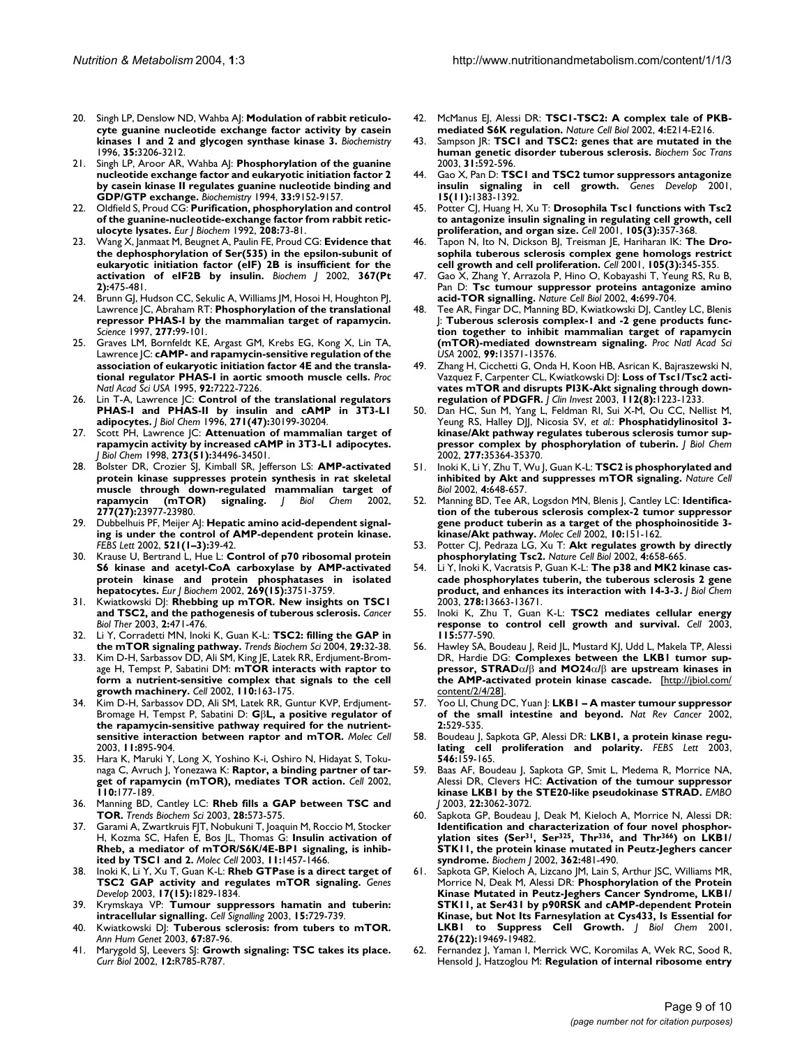20. Singh LP, Denslow ND, Wahba AJ: **Modulation of rabbit reticulocyte guanine nucleotide exchange factor activity by casein kinases 1 and 2 and glycogen synthase kinase 3.** *Biochemistry* 1996, **35:**3206-3212.
21. Singh LP, Aroor AR, Wahba AJ: **Phosphorylation of the guanine nucleotide exchange factor and eukaryotic initiation factor 2 by casein kinase II regulates guanine nucleotide binding and GDP/GTP exchange.** *Biochemistry* 1994, **33:**9152-9157.
22. Oldfield S, Proud CG: **Purification, phosphorylation and control of the guanine-nucleotide-exchange factor from rabbit reticulocyte lysates.** *Eur J Biochem* 1992, **208:**73-81.
23. Wang X, Janmaat M, Beugnet A, Paulin FE, Proud CG: **Evidence that the dephosphorylation of Ser(535) in the epsilon-subunit of eukaryotic initiation factor (eIF) 2B is insufficient for the activation of eIF2B by insulin.** *Biochem J* 2002, **367(Pt 2):**475-481.
24. Brunn GJ, Hudson CC, Sekulic A, Williams JM, Hosoi H, Houghton PJ, Lawrence JC, Abraham RT: **Phosphorylation of the translational repressor PHAS-I by the mammalian target of rapamycin.** *Science* 1997, **277:**99-101.
25. Graves LM, Bornfeldt KE, Argast GM, Krebs EG, Kong X, Lin TA, Lawrence JC: **cAMP- and rapamycin-sensitive regulation of the association of eukaryotic initiation factor 4E and the translational regulator PHAS-I in aortic smooth muscle cells.** *Proc Natl Acad Sci USA* 1995, **92:**7222-7226.
26. Lin T-A, Lawrence JC: **Control of the translational regulators PHAS-I and PHAS-II by insulin and cAMP in 3T3-L1 adipocytes.** *J Biol Chem* 1996, **271(47):**30199-30204.
27. Scott PH, Lawrence JC: **Attenuation of mammalian target of rapamycin activity by increased cAMP in 3T3-L1 adipocytes.** *J Biol Chem* 1998, **273(51):**34496-34501.
28. Bolster DR, Crozier SJ, Kimball SR, Jefferson LS: **AMP-activated protein kinase suppresses protein synthesis in rat skeletal muscle through down-regulated mammalian target of rapamycin (mTOR) signaling.** *J Biol Chem* 2002, **277(27):**23977-23980.
29. Dubbelhuis PF, Meijer AJ: **Hepatic amino acid-dependent signaling is under the control of AMP-dependent protein kinase.** *FEBS Lett* 2002, **521(1–3):**39-42.
30. Krause U, Bertrand L, Hue L: **Control of p70 ribosomal protein S6 kinase and acetyl-CoA carboxylase by AMP-activated protein kinase and protein phosphatases in isolated hepatocytes.** *Eur J Biochem* 2002, **269(15):**3751-3759.
31. Kwiatkowski DJ: **Rhebbing up mTOR. New insights on TSC1 and TSC2, and the pathogenesis of tuberous sclerosis.** *Cancer Biol Ther* 2003, **2:**471-476.
32. Li Y, Corradetti MN, Inoki K, Guan K-L: **TSC2: filling the GAP in the mTOR signaling pathway.** *Trends Biochem Sci* 2004, **29:**32-38.
33. Kim D-H, Sarbassov DD, Ali SM, King JE, Latek RR, Erdjument-Bromage H, Tempst P, Sabatini DM: **mTOR interacts with raptor to form a nutrient-sensitive complex that signals to the cell growth machinery.** *Cell* 2002, **110:**163-175.
34. Kim D-H, Sarbassov DD, Ali SM, Latek RR, Guntur KVP, Erdjument-Bromage H, Tempst P, Sabatini D: **GβL, a positive regulator of the rapamycin-sensitive pathway required for the nutrient-sensitive interaction between raptor and mTOR.** *Molec Cell* 2003, **11:**895-904.
35. Hara K, Maruki Y, Long X, Yoshino K-i, Oshiro N, Hidayat S, Tokunaga C, Avruch J, Yonezawa K: **Raptor, a binding partner of target of rapamycin (mTOR), mediates TOR action.** *Cell* 2002, **110:**177-189.
36. Manning BD, Cantley LC: **Rheb fills a GAP between TSC and TOR.** *Trends Biochem Sci* 2003, **28:**573-575.
37. Garami A, Zwartkruis FJT, Nobukuni T, Joaquin M, Roccio M, Stocker H, Kozma SC, Hafen E, Bos JL, Thomas G: **Insulin activation of Rheb, a mediator of mTOR/S6K/4E-BP1 signaling, is inhibited by TSC1 and 2.** *Molec Cell* 2003, **11:**1457-1466.
38. Inoki K, Li Y, Xu T, Guan K-L: **Rheb GTPase is a direct target of TSC2 GAP activity and regulates mTOR signaling.** *Genes Develop* 2003, **17(15):**1829-1834.
39. Krymskaya VP: **Tumour suppressors hamatin and tuberin: intracellular signalling.** *Cell Signalling* 2003, **15:**729-739.
40. Kwiatkowski DJ: **Tuberous sclerosis: from tubers to mTOR.** *Ann Hum Genet* 2003, **67:**87-96.
41. Marygold SJ, Leevers SJ: **Growth signaling: TSC takes its place.** *Curr Biol* 2002, **12:**R785-R787.
42. McManus EJ, Alessi DR: **TSC1-TSC2: A complex tale of PKB-mediated S6K regulation.** *Nature Cell Biol* 2002, **4:**E214-E216.
43. Sampson JR: **TSC1 and TSC2: genes that are mutated in the human genetic disorder tuberous sclerosis.** *Biochem Soc Trans* 2003, **31:**592-596.
44. Gao X, Pan D: **TSC1 and TSC2 tumor suppressors antagonize insulin signaling in cell growth.** *Genes Develop* 2001, **15(11):**1383-1392.
45. Potter CJ, Huang H, Xu T: **Drosophila Tsc1 functions with Tsc2 to antagonize insulin signaling in regulating cell growth, cell proliferation, and organ size.** *Cell* 2001, **105(3):**357-368.
46. Tapon N, Ito N, Dickson BJ, Treisman JE, Hariharan IK: **The Drosophila tuberous sclerosis complex gene homologs restrict cell growth and cell proliferation.** *Cell* 2001, **105(3):**345-355.
47. Gao X, Zhang Y, Arrazola P, Hino O, Kobayashi T, Yeung RS, Ru B, Pan D: **Tsc tumour suppressor proteins antagonize amino acid-TOR signalling.** *Nature Cell Biol* 2002, **4:**699-704.
48. Tee AR, Fingar DC, Manning BD, Kwiatkowski DJ, Cantley LC, Blenis J: **Tuberous sclerosis complex-1 and -2 gene products function together to inhibit mammalian target of rapamycin (mTOR)-mediated downstream signaling.** *Proc Natl Acad Sci USA* 2002, **99:**13571-13576.
49. Zhang H, Cicchetti G, Onda H, Koon HB, Asrican K, Bajraszewski N, Vazquez F, Carpenter CL, Kwiatkowski DJ: **Loss of Tsc1/Tsc2 activates mTOR and disrupts PI3K-Akt signaling through downregulation of PDGFR.** *J Clin Invest* 2003, **112(8):**1223-1233.
50. Dan HC, Sun M, Yang L, Feldman RI, Sui X-M, Ou CC, Nellist M, Yeung RS, Halley DJJ, Nicosia SV, *et al.*: **Phosphatidylinositol 3-kinase/Akt pathway regulates tuberous sclerosis tumor suppressor complex by phosphorylation of tuberin.** *J Biol Chem* 2002, **277:**35364-35370.
51. Inoki K, Li Y, Zhu T, Wu J, Guan K-L: **TSC2 is phosphorylated and inhibited by Akt and suppresses mTOR signaling.** *Nature Cell Biol* 2002, **4:**648-657.
52. Manning BD, Tee AR, Logsdon MN, Blenis J, Cantley LC: **Identification of the tuberous sclerosis complex-2 tumor suppressor gene product tuberin as a target of the phosphoinositide 3-kinase/Akt pathway.** *Molec Cell* 2002, **10:**151-162.
53. Potter CJ, Pedraza LG, Xu T: **Akt regulates growth by directly phosphorylating Tsc2.** *Nature Cell Biol* 2002, **4:**658-665.
54. Li Y, Inoki K, Vacratsis P, Guan K-L: **The p38 and MK2 kinase cascade phosphorylates tuberin, the tuberous sclerosis 2 gene product, and enhances its interaction with 14-3-3.** *J Biol Chem* 2003, **278:**13663-13671.
55. Inoki K, Zhu T, Guan K-L: **TSC2 mediates cellular energy response to control cell growth and survival.** *Cell* 2003, **115:**577-590.
56. Hawley SA, Boudeau J, Reid JL, Mustard KJ, Udd L, Makela TP, Alessi DR, Hardie DG: **Complexes between the LKB1 tumor suppressor, STRADα/β and MO24α/β are upstream kinases in the AMP-activated protein kinase cascade.** [http://jbiol.com/content/2/4/28].
57. Yoo LI, Chung DC, Yuan J: **LKB1 – A master tumour suppressor of the small intestine and beyond.** *Nat Rev Cancer* 2002, **2:**529-535.
58. Boudeau J, Sapkota GP, Alessi DR: **LKB1, a protein kinase regulating cell proliferation and polarity.** *FEBS Lett* 2003, **546:**159-165.
59. Baas AF, Boudeau J, Sapkota GP, Smit L, Medema R, Morrice NA, Alessi DR, Clevers HC: **Activation of the tumour suppressor kinase LKB1 by the STE20-like pseudokinase STRAD.** *EMBO J* 2003, **22:**3062-3072.
60. Sapkota GP, Boudeau J, Deak M, Kieloch A, Morrice N, Alessi DR: **Identification and characterization of four novel phosphorylation sites (Ser[31], Ser[325], Thr[336], and Thr[366]) on LKB1/STK11, the protein kinase mutated in Peutz-Jeghers cancer syndrome.** *Biochem J* 2002, **362:**481-490.
61. Sapkota GP, Kieloch A, Lizcano JM, Lain S, Arthur JSC, Williams MR, Morrice N, Deak M, Alessi DR: **Phosphorylation of the Protein Kinase Mutated in Peutz-Jeghers Cancer Syndrome, LKB1/STK11, at Ser431 by p90RSK and cAMP-dependent Protein Kinase, but Not Its Farnesylation at Cys433, Is Essential for LKB1 to Suppress Cell Growth.** *J Biol Chem* 2001, **276(22):**19469-19482.
62. Fernandez J, Yaman I, Merrick WC, Koromilas A, Wek RC, Sood R, Hensold J, Hatzoglou M: **Regulation of internal ribosome entry**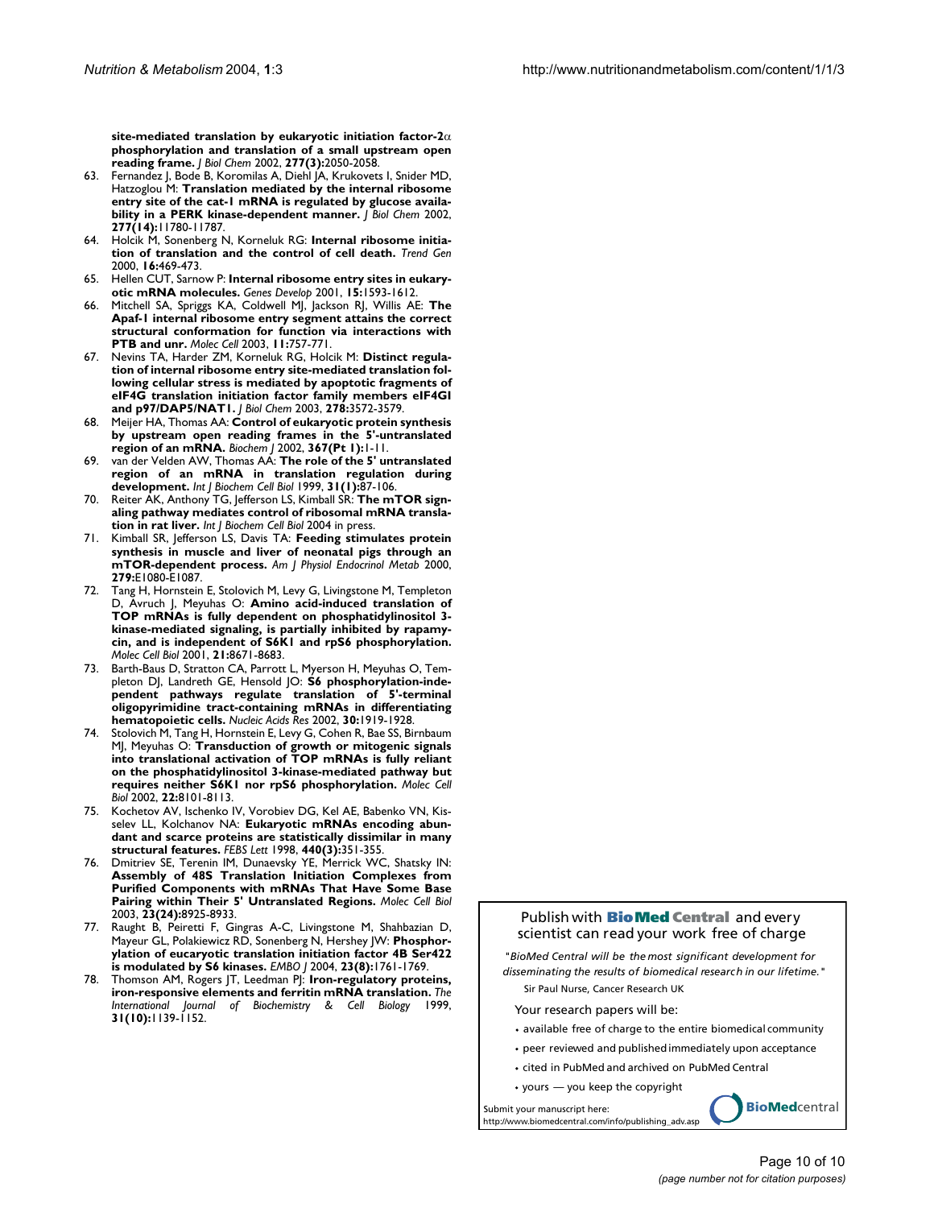site-mediated translation by eukaryotic initiation factor-2α phosphorylation and translation of a small upstream open reading frame. *J Biol Chem* 2002, 277(3):2050-2058.

63. Fernandez J, Bode B, Koromilas A, Diehl JA, Krukovets I, Snider MD, Hatzoglou M: **Translation mediated by the internal ribosome entry site of the cat-1 mRNA is regulated by glucose availability in a PERK kinase-dependent manner.** *J Biol Chem* 2002, **277(14):**11780-11787.
64. Holcik M, Sonenberg N, Korneluk RG: **Internal ribosome initiation of translation and the control of cell death.** *Trend Gen* 2000, **16:**469-473.
65. Hellen CUT, Sarnow P: **Internal ribosome entry sites in eukaryotic mRNA molecules.** *Genes Develop* 2001, **15:**1593-1612.
66. Mitchell SA, Spriggs KA, Coldwell MJ, Jackson RJ, Willis AE: **The Apaf-1 internal ribosome entry segment attains the correct structural conformation for function via interactions with PTB and unr.** *Molec Cell* 2003, **11:**757-771.
67. Nevins TA, Harder ZM, Korneluk RG, Holcik M: **Distinct regulation of internal ribosome entry site-mediated translation following cellular stress is mediated by apoptotic fragments of eIF4G translation initiation factor family members eIF4GI and p97/DAP5/NAT1.** *J Biol Chem* 2003, **278:**3572-3579.
68. Meijer HA, Thomas AA: **Control of eukaryotic protein synthesis by upstream open reading frames in the 5'-untranslated region of an mRNA.** *Biochem J* 2002, **367(Pt 1):**1-11.
69. van der Velden AW, Thomas AA: **The role of the 5' untranslated region of an mRNA in translation regulation during development.** *Int J Biochem Cell Biol* 1999, **31(1):**87-106.
70. Reiter AK, Anthony TG, Jefferson LS, Kimball SR: **The mTOR signaling pathway mediates control of ribosomal mRNA translation in rat liver.** *Int J Biochem Cell Biol* 2004 in press.
71. Kimball SR, Jefferson LS, Davis TA: **Feeding stimulates protein synthesis in muscle and liver of neonatal pigs through an mTOR-dependent process.** *Am J Physiol Endocrinol Metab* 2000, **279:**E1080-E1087.
72. Tang H, Hornstein E, Stolovich M, Levy G, Livingstone M, Templeton D, Avruch J, Meyuhas O: **Amino acid-induced translation of TOP mRNAs is fully dependent on phosphatidylinositol 3-kinase-mediated signaling, is partially inhibited by rapamycin, and is independent of S6K1 and rpS6 phosphorylation.** *Molec Cell Biol* 2001, **21:**8671-8683.
73. Barth-Baus D, Stratton CA, Parrott L, Myerson H, Meyuhas O, Templeton DJ, Landreth GE, Hensold JO: **S6 phosphorylation-independent pathways regulate translation of 5'-terminal oligopyrimidine tract-containing mRNAs in differentiating hematopoietic cells.** *Nucleic Acids Res* 2002, **30:**1919-1928.
74. Stolovich M, Tang H, Hornstein E, Levy G, Cohen R, Bae SS, Birnbaum MJ, Meyuhas O: **Transduction of growth or mitogenic signals into translational activation of TOP mRNAs is fully reliant on the phosphatidylinositol 3-kinase-mediated pathway but requires neither S6K1 nor rpS6 phosphorylation.** *Molec Cell Biol* 2002, **22:**8101-8113.
75. Kochetov AV, Ischenko IV, Vorobiev DG, Kel AE, Babenko VN, Kisselev LL, Kolchanov NA: **Eukaryotic mRNAs encoding abundant and scarce proteins are statistically dissimilar in many structural features.** *FEBS Lett* 1998, **440(3):**351-355.
76. Dmitriev SE, Terenin IM, Dunaevsky YE, Merrick WC, Shatsky IN: **Assembly of 48S Translation Initiation Complexes from Purified Components with mRNAs That Have Some Base Pairing within Their 5' Untranslated Regions.** *Molec Cell Biol* 2003, **23(24):**8925-8933.
77. Raught B, Peiretti F, Gingras A-C, Livingstone M, Shahbazian D, Mayeur GL, Polakiewicz RD, Sonenberg N, Hershey JW: **Phosphorylation of eucaryotic translation initiation factor 4B Ser422 is modulated by S6 kinases.** *EMBO J* 2004, **23(8):**1761-1769.
78. Thomson AM, Rogers JT, Leedman PJ: **Iron-regulatory proteins, iron-responsive elements and ferritin mRNA translation.** *The International Journal of Biochemistry & Cell Biology* 1999, **31(10):**1139-1152.

Publish with **BioMed Central** and every scientist can read your work free of charge

*"BioMed Central will be the most significant development for disseminating the results of biomedical research in our lifetime."*
Sir Paul Nurse, Cancer Research UK

Your research papers will be:

- available free of charge to the entire biomedical community
- peer reviewed and published immediately upon acceptance
- cited in PubMed and archived on PubMed Central
- yours — you keep the copyright

Submit your manuscript here:
http://www.biomedcentral.com/info/publishing_adv.asp

BioMedcentral